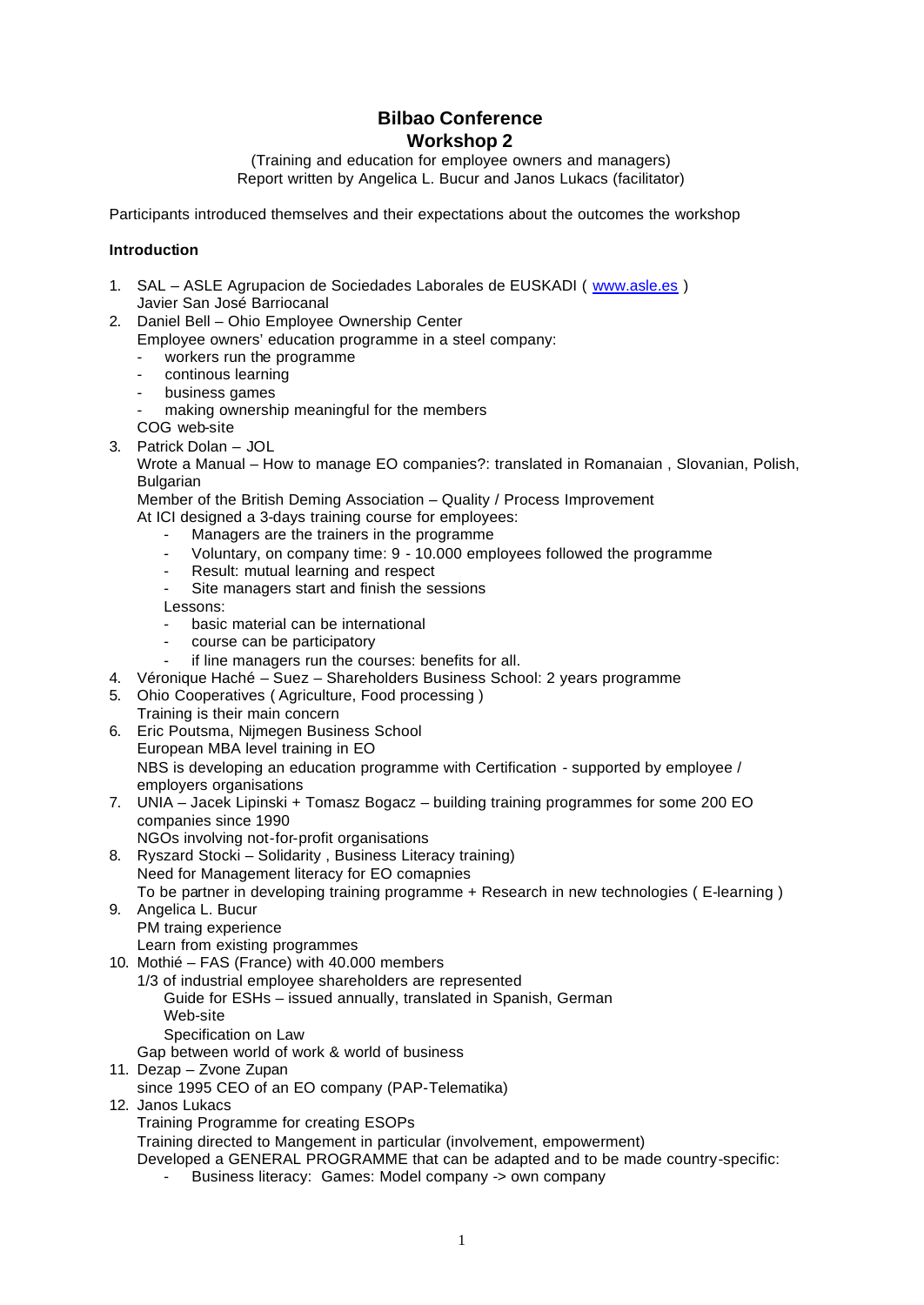# Bilbao Conference
## Workshop 2

(Training and education for employee owners and managers)
Report written by Angelica L. Bucur and Janos Lukacs (facilitator)

Participants introduced themselves and their expectations about the outcomes the workshop

### Introduction

1. SAL – ASLE Agrupacion de Sociedades Laborales de EUSKADI ( [www.asle.es](http://www.asle.es) )
   Javier San José Barriocanal
2. Daniel Bell – Ohio Employee Ownership Center
   Employee owners' education programme in a steel company:
   - workers run the programme
   - continous learning
   - business games
   - making ownership meaningful for the members

   COG web-site
3. Patrick Dolan – JOL
   Wrote a Manual – How to manage EO companies?: translated in Romanaian , Slovanian, Polish, Bulgarian
   Member of the British Deming Association – Quality / Process Improvement
   At ICI designed a 3-days training course for employees:
   - Managers are the trainers in the programme
   - Voluntary, on company time: 9 - 10.000 employees followed the programme
   - Result: mutual learning and respect
   - Site managers start and finish the sessions

   Lessons:
   - basic material can be international
   - course can be participatory
   - if line managers run the courses: benefits for all.
4. Véronique Haché – Suez – Shareholders Business School: 2 years programme
5. Ohio Cooperatives ( Agriculture, Food processing )
   Training is their main concern
6. Eric Poutsma, Nijmegen Business School
   European MBA level training in EO
   NBS is developing an education programme with Certification - supported by employee / employers organisations
7. UNIA – Jacek Lipinski + Tomasz Bogacz – building training programmes for some 200 EO companies since 1990
   NGOs involving not-for-profit organisations
8. Ryszard Stocki – Solidarity , Business Literacy training)
   Need for Management literacy for EO comapnies
   To be partner in developing training programme + Research in new technologies ( E-learning )
9. Angelica L. Bucur
   PM traing experience
   Learn from existing programmes
10. Mothié – FAS (France) with 40.000 members
    1/3 of industrial employee shareholders are represented
    - Guide for ESHs – issued annually, translated in Spanish, German
    - Web-site
    - Specification on Law

    Gap between world of work & world of business
11. Dezap – Zvone Zupan
    since 1995 CEO of an EO company (PAP-Telematika)
12. Janos Lukacs
    Training Programme for creating ESOPs
    Training directed to Mangement in particular (involvement, empowerment)
    Developed a GENERAL PROGRAMME that can be adapted and to be made country-specific:
    - Business literacy: Games: Model company -> own company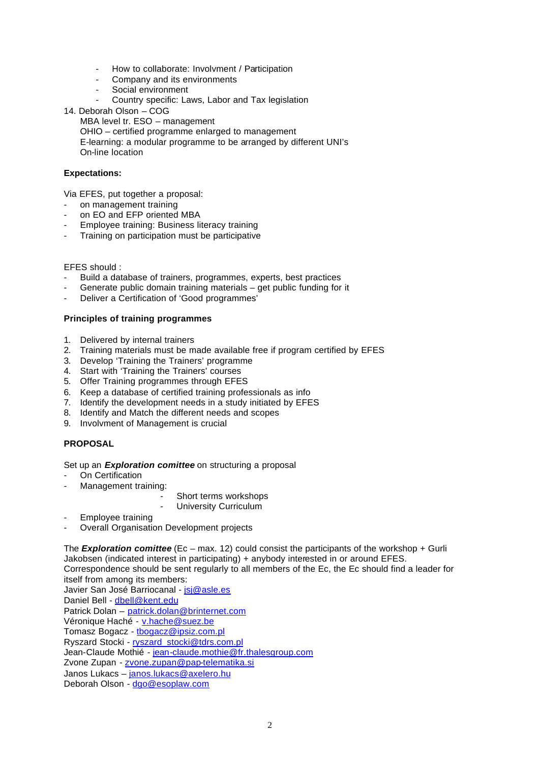- How to collaborate: Involvment / Participation
- Company and its environments
- Social environment
- Country specific: Laws, Labor and Tax legislation

14. Deborah Olson – COG
    MBA level tr. ESO – management
    OHIO – certified programme enlarged to management
    E-learning: a modular programme to be arranged by different UNI's
    On-line location

**Expectations:**

Via EFES, put together a proposal:

- on management training
- on EO and EFP oriented MBA
- Employee training: Business literacy training
- Training on participation must be participative

EFES should :

- Build a database of trainers, programmes, experts, best practices
- Generate public domain training materials – get public funding for it
- Deliver a Certification of 'Good programmes'

**Principles of training programmes**

1. Delivered by internal trainers
2. Training materials must be made available free if program certified by EFES
3. Develop 'Training the Trainers' programme
4. Start with 'Training the Trainers' courses
5. Offer Training programmes through EFES
6. Keep a database of certified training professionals as info
7. Identify the development needs in a study initiated by EFES
8. Identify and Match the different needs and scopes
9. Involvment of Management is crucial

**PROPOSAL**

Set up an ***Exploration comittee*** on structuring a proposal

- On Certification
- Management training:
    - Short terms workshops
    - University Curriculum
- Employee training
- Overall Organisation Development projects

The ***Exploration comittee*** (Ec – max. 12) could consist the participants of the workshop + Gurli Jakobsen (indicated interest in participating) + anybody interested in or around EFES.
Correspondence should be sent regularly to all members of the Ec, the Ec should find a leader for itself from among its members:

Javier San José Barriocanal - jsj@asle.es
Daniel Bell - dbell@kent.edu
Patrick Dolan – patrick.dolan@brinternet.com
Véronique Haché - v.hache@suez.be
Tomasz Bogacz - tbogacz@ipsiz.com.pl
Ryszard Stocki - ryszard_stocki@tdrs.com.pl
Jean-Claude Mothié - jean-claude.mothie@fr.thalesgroup.com
Zvone Zupan - zvone.zupan@pap-telematika.si
Janos Lukacs – janos.lukacs@axelero.hu
Deborah Olson - dgo@esoplaw.com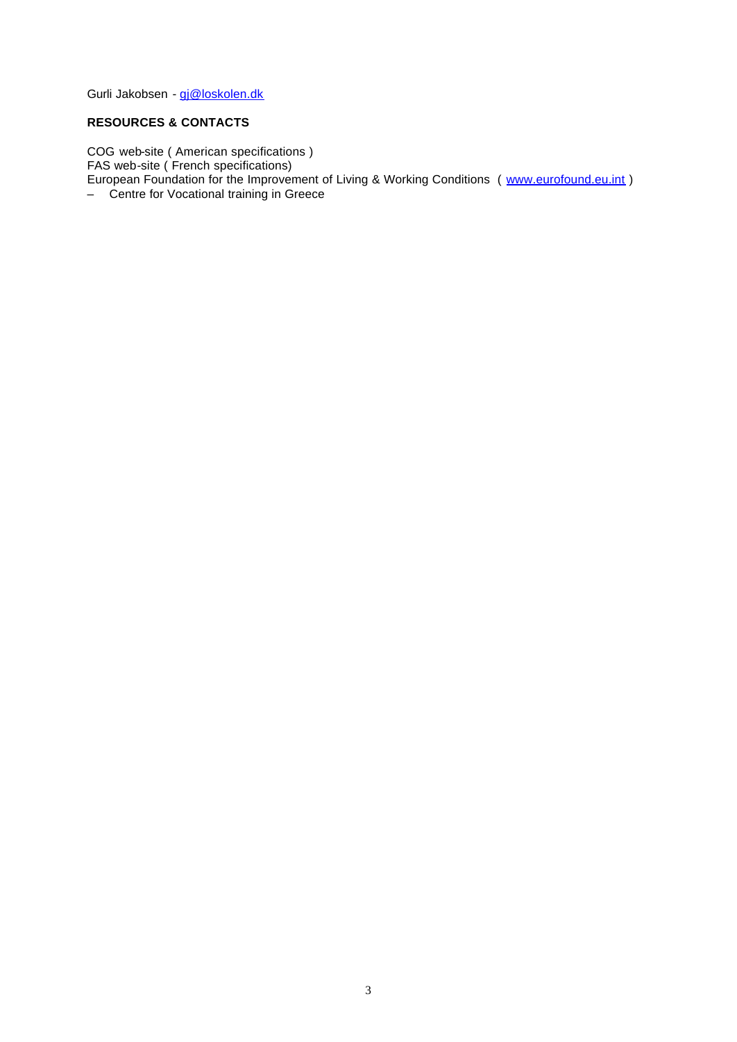Gurli Jakobsen - gj@loskolen.dk

**RESOURCES & CONTACTS**

COG web-site ( American specifications )
FAS web-site ( French specifications)
European Foundation for the Improvement of Living & Working Conditions ( www.eurofound.eu.int )
– Centre for Vocational training in Greece